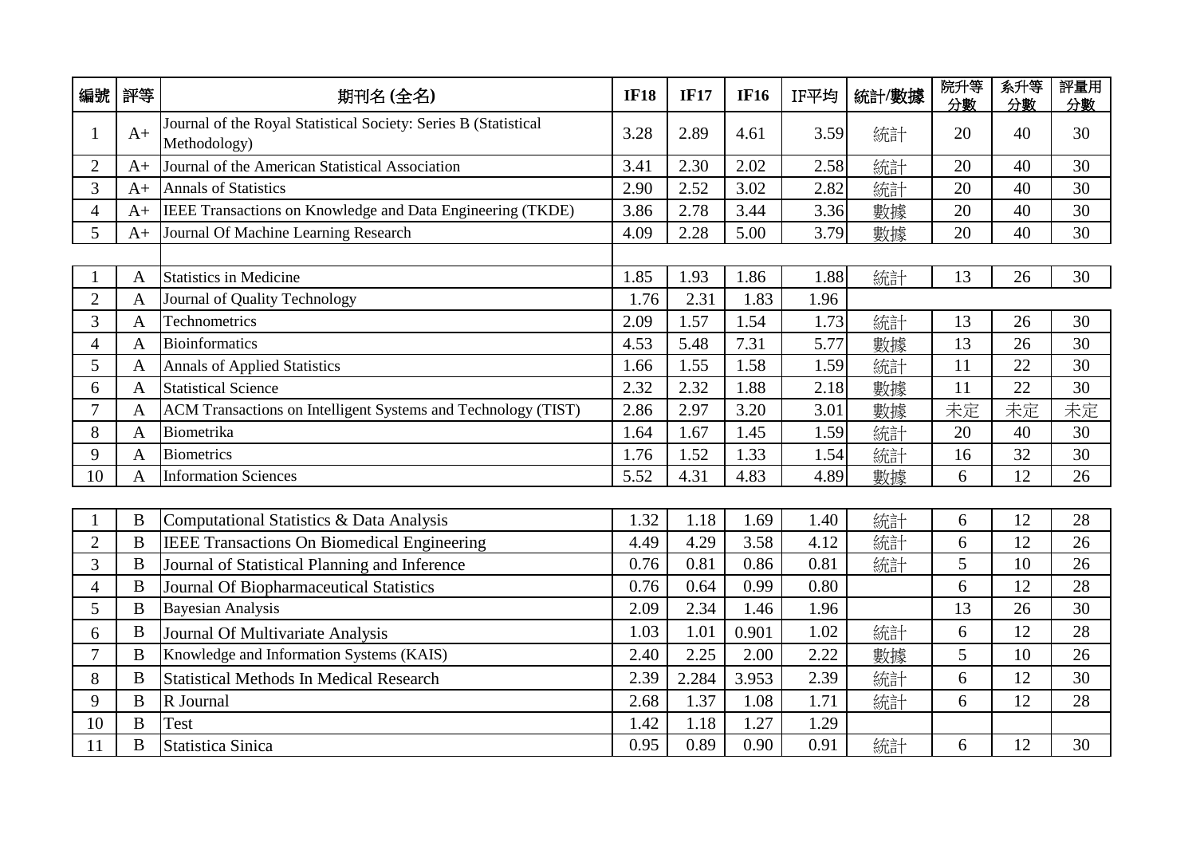| 編號 | 評等 | 期刊名 (全名) | IF18 | IF17 | IF16 | IF平均 | 統計/數據 | 院升等分數 | 系升等分數 | 評量用分數 |
|---|---|---|---|---|---|---|---|---|---|---|
| 1 | A+ | Journal of the Royal Statistical Society: Series B (Statistical Methodology) | 3.28 | 2.89 | 4.61 | 3.59 | 統計 | 20 | 40 | 30 |
| 2 | A+ | Journal of the American Statistical Association | 3.41 | 2.30 | 2.02 | 2.58 | 統計 | 20 | 40 | 30 |
| 3 | A+ | Annals of Statistics | 2.90 | 2.52 | 3.02 | 2.82 | 統計 | 20 | 40 | 30 |
| 4 | A+ | IEEE Transactions on Knowledge and Data Engineering (TKDE) | 3.86 | 2.78 | 3.44 | 3.36 | 數據 | 20 | 40 | 30 |
| 5 | A+ | Journal Of Machine Learning Research | 4.09 | 2.28 | 5.00 | 3.79 | 數據 | 20 | 40 | 30 |
| | | | | | | | | | | |
| 1 | A | Statistics in Medicine | 1.85 | 1.93 | 1.86 | 1.88 | 統計 | 13 | 26 | 30 |
| 2 | A | Journal of Quality Technology | 1.76 | 2.31 | 1.83 | 1.96 | | | | |
| 3 | A | Technometrics | 2.09 | 1.57 | 1.54 | 1.73 | 統計 | 13 | 26 | 30 |
| 4 | A | Bioinformatics | 4.53 | 5.48 | 7.31 | 5.77 | 數據 | 13 | 26 | 30 |
| 5 | A | Annals of Applied Statistics | 1.66 | 1.55 | 1.58 | 1.59 | 統計 | 11 | 22 | 30 |
| 6 | A | Statistical Science | 2.32 | 2.32 | 1.88 | 2.18 | 數據 | 11 | 22 | 30 |
| 7 | A | ACM Transactions on Intelligent Systems and Technology (TIST) | 2.86 | 2.97 | 3.20 | 3.01 | 數據 | 未定 | 未定 | 未定 |
| 8 | A | Biometrika | 1.64 | 1.67 | 1.45 | 1.59 | 統計 | 20 | 40 | 30 |
| 9 | A | Biometrics | 1.76 | 1.52 | 1.33 | 1.54 | 統計 | 16 | 32 | 30 |
| 10 | A | Information Sciences | 5.52 | 4.31 | 4.83 | 4.89 | 數據 | 6 | 12 | 26 |
| | | | | | | | | | | |
| 1 | B | Computational Statistics & Data Analysis | 1.32 | 1.18 | 1.69 | 1.40 | 統計 | 6 | 12 | 28 |
| 2 | B | IEEE Transactions On Biomedical Engineering | 4.49 | 4.29 | 3.58 | 4.12 | 統計 | 6 | 12 | 26 |
| 3 | B | Journal of Statistical Planning and Inference | 0.76 | 0.81 | 0.86 | 0.81 | 統計 | 5 | 10 | 26 |
| 4 | B | Journal Of Biopharmaceutical Statistics | 0.76 | 0.64 | 0.99 | 0.80 | | 6 | 12 | 28 |
| 5 | B | Bayesian Analysis | 2.09 | 2.34 | 1.46 | 1.96 | | 13 | 26 | 30 |
| 6 | B | Journal Of Multivariate Analysis | 1.03 | 1.01 | 0.901 | 1.02 | 統計 | 6 | 12 | 28 |
| 7 | B | Knowledge and Information Systems (KAIS) | 2.40 | 2.25 | 2.00 | 2.22 | 數據 | 5 | 10 | 26 |
| 8 | B | Statistical Methods In Medical Research | 2.39 | 2.284 | 3.953 | 2.39 | 統計 | 6 | 12 | 30 |
| 9 | B | R Journal | 2.68 | 1.37 | 1.08 | 1.71 | 統計 | 6 | 12 | 28 |
| 10 | B | Test | 1.42 | 1.18 | 1.27 | 1.29 | | | | |
| 11 | B | Statistica Sinica | 0.95 | 0.89 | 0.90 | 0.91 | 統計 | 6 | 12 | 30 |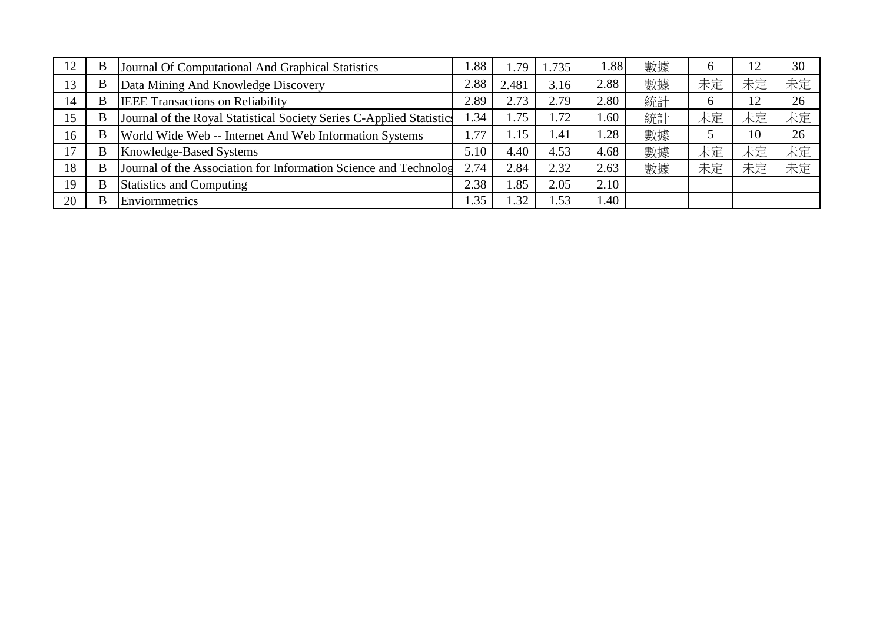| | | | | | | | | | | |
|---|---|---|---|---|---|---|---|---|---|---|
| 12 | B | Journal Of Computational And Graphical Statistics | 1.88 | 1.79 | 1.735 | 1.88 | 數據 | 6 | 12 | 30 |
| 13 | B | Data Mining And Knowledge Discovery | 2.88 | 2.481 | 3.16 | 2.88 | 數據 | 未定 | 未定 | 未定 |
| 14 | B | IEEE Transactions on Reliability | 2.89 | 2.73 | 2.79 | 2.80 | 統計 | 6 | 12 | 26 |
| 15 | B | Journal of the Royal Statistical Society Series C-Applied Statistics | 1.34 | 1.75 | 1.72 | 1.60 | 統計 | 未定 | 未定 | 未定 |
| 16 | B | World Wide Web -- Internet And Web Information Systems | 1.77 | 1.15 | 1.41 | 1.28 | 數據 | 5 | 10 | 26 |
| 17 | B | Knowledge-Based Systems | 5.10 | 4.40 | 4.53 | 4.68 | 數據 | 未定 | 未定 | 未定 |
| 18 | B | Journal of the Association for Information Science and Technolog | 2.74 | 2.84 | 2.32 | 2.63 | 數據 | 未定 | 未定 | 未定 |
| 19 | B | Statistics and Computing | 2.38 | 1.85 | 2.05 | 2.10 | | | | |
| 20 | B | Enviornmetrics | 1.35 | 1.32 | 1.53 | 1.40 | | | | |